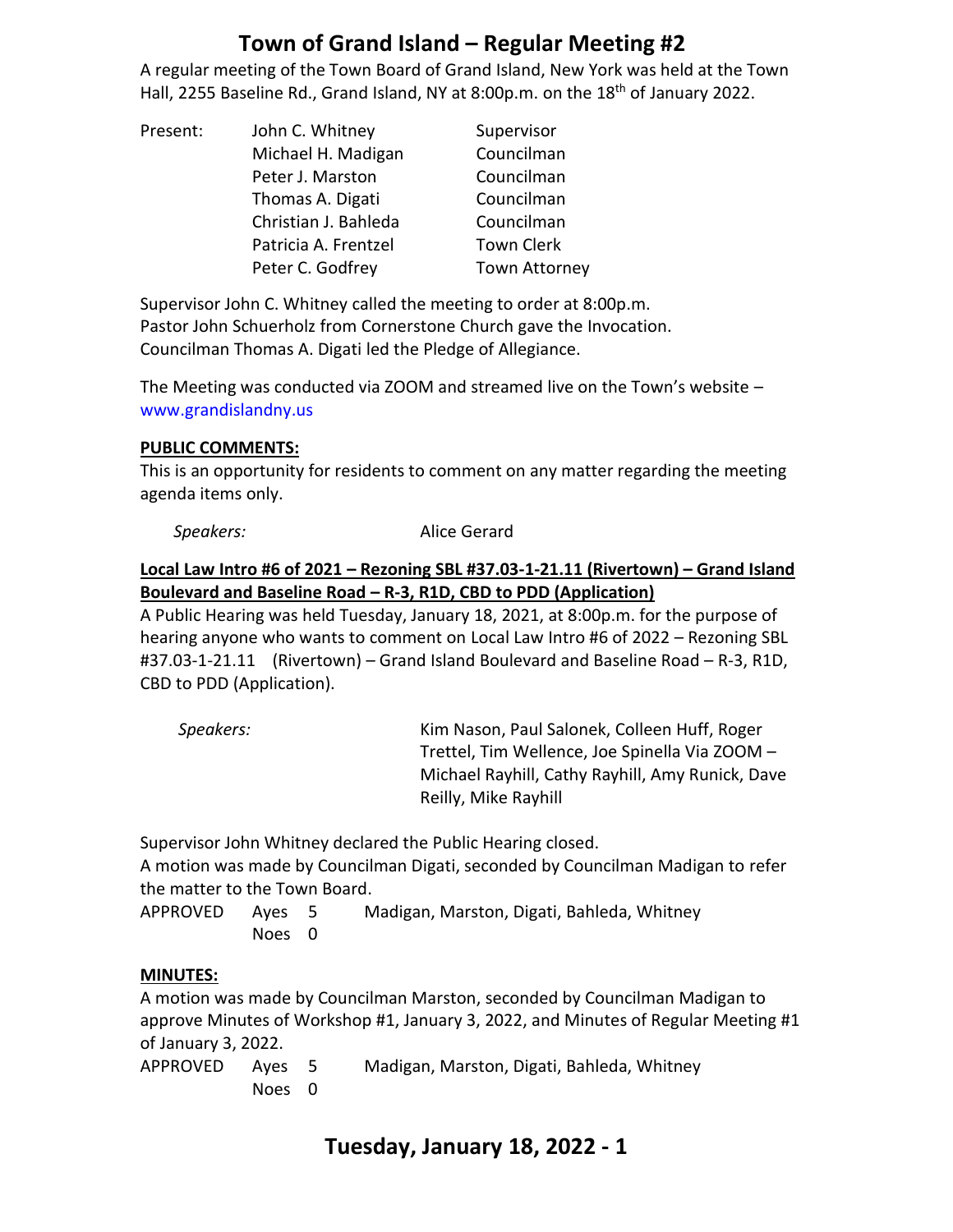# Town of Grand Island – Regular Meeting #2

A regular meeting of the Town Board of Grand Island, New York was held at the Town Hall, 2255 Baseline Rd., Grand Island, NY at 8:00p.m. on the 18th of January 2022.

| Present: | John C. Whitney | Supervisor |
|---|---|---|
| | Michael H. Madigan | Councilman |
| | Peter J. Marston | Councilman |
| | Thomas A. Digati | Councilman |
| | Christian J. Bahleda | Councilman |
| | Patricia A. Frentzel | Town Clerk |
| | Peter C. Godfrey | Town Attorney |

Supervisor John C. Whitney called the meeting to order at 8:00p.m.
Pastor John Schuerholz from Cornerstone Church gave the Invocation.
Councilman Thomas A. Digati led the Pledge of Allegiance.

The Meeting was conducted via ZOOM and streamed live on the Town's website – www.grandislandny.us

**PUBLIC COMMENTS:**

This is an opportunity for residents to comment on any matter regarding the meeting agenda items only.

*Speakers:* Alice Gerard

**Local Law Intro #6 of 2021 – Rezoning SBL #37.03-1-21.11 (Rivertown) – Grand Island Boulevard and Baseline Road – R-3, R1D, CBD to PDD (Application)**

A Public Hearing was held Tuesday, January 18, 2021, at 8:00p.m. for the purpose of hearing anyone who wants to comment on Local Law Intro #6 of 2022 – Rezoning SBL #37.03-1-21.11 (Rivertown) – Grand Island Boulevard and Baseline Road – R-3, R1D, CBD to PDD (Application).

*Speakers:* Kim Nason, Paul Salonek, Colleen Huff, Roger Trettel, Tim Wellence, Joe Spinella Via ZOOM – Michael Rayhill, Cathy Rayhill, Amy Runick, Dave Reilly, Mike Rayhill

Supervisor John Whitney declared the Public Hearing closed.
A motion was made by Councilman Digati, seconded by Councilman Madigan to refer the matter to the Town Board.

| APPROVED | Ayes 5 | Madigan, Marston, Digati, Bahleda, Whitney |
|---|---|---|
| | Noes 0 | |

**MINUTES:**

A motion was made by Councilman Marston, seconded by Councilman Madigan to approve Minutes of Workshop #1, January 3, 2022, and Minutes of Regular Meeting #1 of January 3, 2022.

| APPROVED | Ayes 5 | Madigan, Marston, Digati, Bahleda, Whitney |
|---|---|---|
| | Noes 0 | |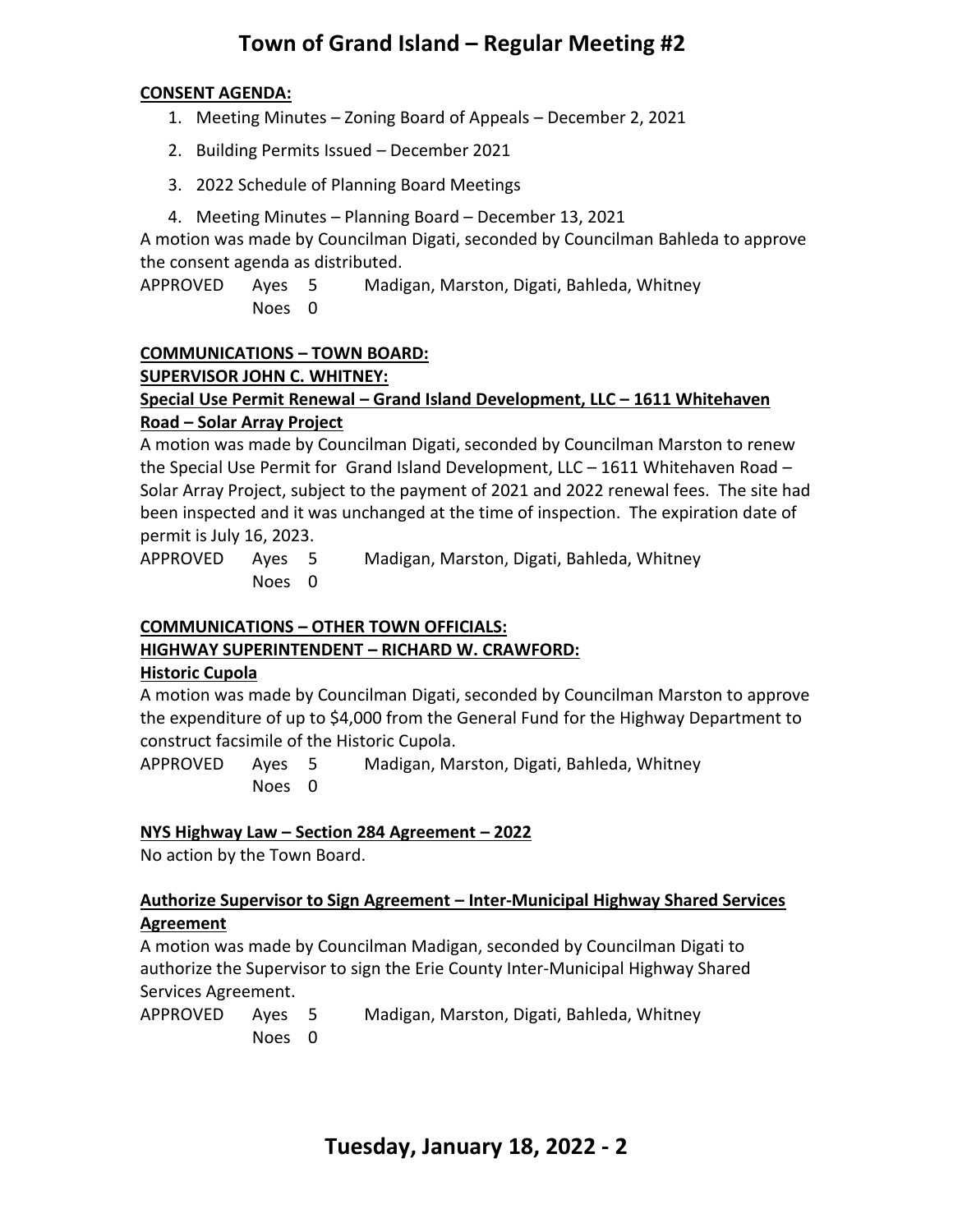**CONSENT AGENDA:**

1. Meeting Minutes – Zoning Board of Appeals – December 2, 2021
2. Building Permits Issued – December 2021
3. 2022 Schedule of Planning Board Meetings
4. Meeting Minutes – Planning Board – December 13, 2021

A motion was made by Councilman Digati, seconded by Councilman Bahleda to approve the consent agenda as distributed.

APPROVED Ayes 5 Madigan, Marston, Digati, Bahleda, Whitney
Noes 0

**COMMUNICATIONS – TOWN BOARD:**

**SUPERVISOR JOHN C. WHITNEY:**

**Special Use Permit Renewal – Grand Island Development, LLC – 1611 Whitehaven Road – Solar Array Project**

A motion was made by Councilman Digati, seconded by Councilman Marston to renew the Special Use Permit for Grand Island Development, LLC – 1611 Whitehaven Road – Solar Array Project, subject to the payment of 2021 and 2022 renewal fees. The site had been inspected and it was unchanged at the time of inspection. The expiration date of permit is July 16, 2023.

APPROVED Ayes 5 Madigan, Marston, Digati, Bahleda, Whitney
Noes 0

**COMMUNICATIONS – OTHER TOWN OFFICIALS:**

**HIGHWAY SUPERINTENDENT – RICHARD W. CRAWFORD:**

**Historic Cupola**

A motion was made by Councilman Digati, seconded by Councilman Marston to approve the expenditure of up to $4,000 from the General Fund for the Highway Department to construct facsimile of the Historic Cupola.

APPROVED Ayes 5 Madigan, Marston, Digati, Bahleda, Whitney
Noes 0

**NYS Highway Law – Section 284 Agreement – 2022**

No action by the Town Board.

**Authorize Supervisor to Sign Agreement – Inter-Municipal Highway Shared Services Agreement**

A motion was made by Councilman Madigan, seconded by Councilman Digati to authorize the Supervisor to sign the Erie County Inter-Municipal Highway Shared Services Agreement.

APPROVED Ayes 5 Madigan, Marston, Digati, Bahleda, Whitney
Noes 0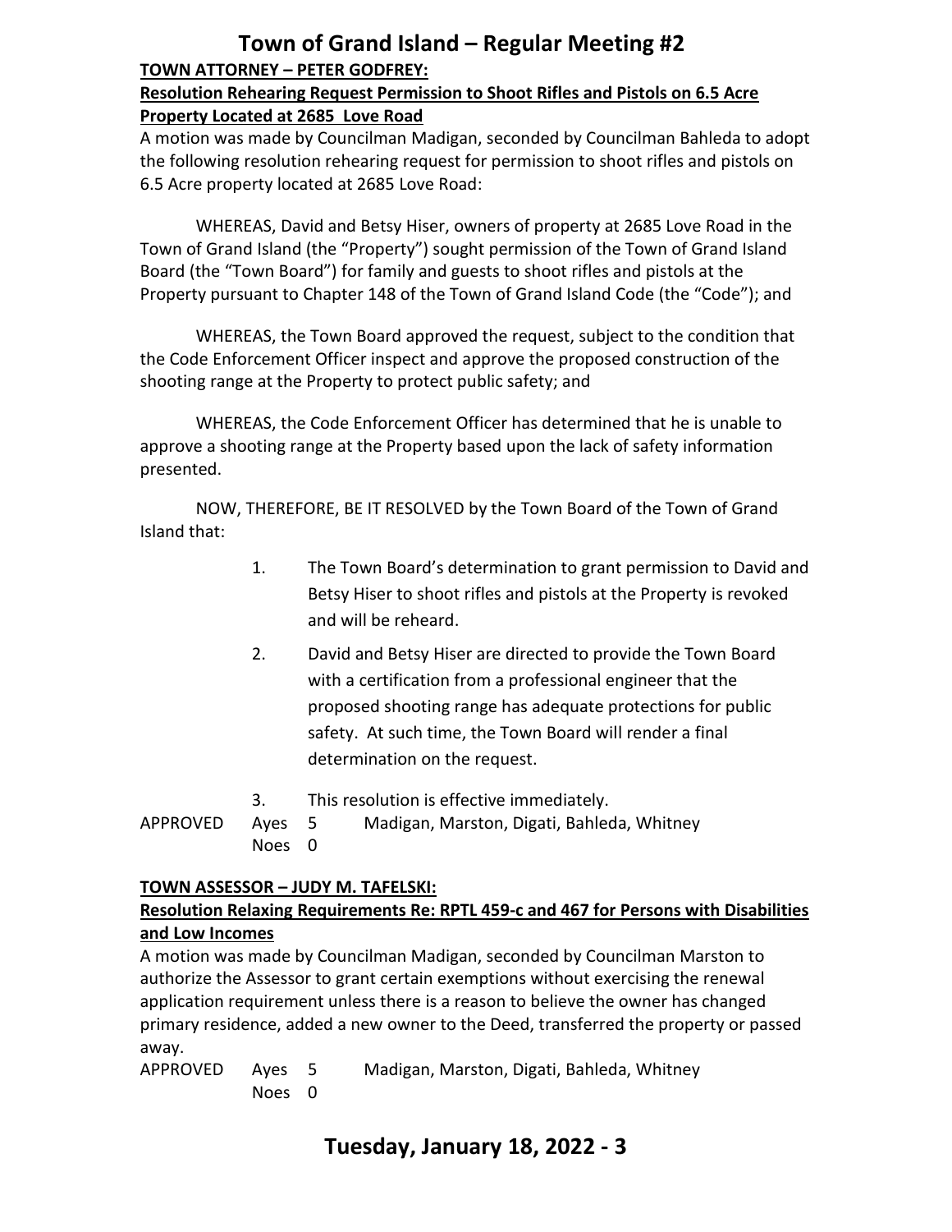**TOWN ATTORNEY – PETER GODFREY:**

**Resolution Rehearing Request Permission to Shoot Rifles and Pistols on 6.5 Acre Property Located at 2685 Love Road**

A motion was made by Councilman Madigan, seconded by Councilman Bahleda to adopt the following resolution rehearing request for permission to shoot rifles and pistols on 6.5 Acre property located at 2685 Love Road:

WHEREAS, David and Betsy Hiser, owners of property at 2685 Love Road in the Town of Grand Island (the "Property") sought permission of the Town of Grand Island Board (the "Town Board") for family and guests to shoot rifles and pistols at the Property pursuant to Chapter 148 of the Town of Grand Island Code (the "Code"); and

WHEREAS, the Town Board approved the request, subject to the condition that the Code Enforcement Officer inspect and approve the proposed construction of the shooting range at the Property to protect public safety; and

WHEREAS, the Code Enforcement Officer has determined that he is unable to approve a shooting range at the Property based upon the lack of safety information presented.

NOW, THEREFORE, BE IT RESOLVED by the Town Board of the Town of Grand Island that:

1. The Town Board's determination to grant permission to David and Betsy Hiser to shoot rifles and pistols at the Property is revoked and will be reheard.
2. David and Betsy Hiser are directed to provide the Town Board with a certification from a professional engineer that the proposed shooting range has adequate protections for public safety. At such time, the Town Board will render a final determination on the request.
3. This resolution is effective immediately.

APPROVED Ayes 5 Madigan, Marston, Digati, Bahleda, Whitney
Noes 0

**TOWN ASSESSOR – JUDY M. TAFELSKI:**

**Resolution Relaxing Requirements Re: RPTL 459-c and 467 for Persons with Disabilities and Low Incomes**

A motion was made by Councilman Madigan, seconded by Councilman Marston to authorize the Assessor to grant certain exemptions without exercising the renewal application requirement unless there is a reason to believe the owner has changed primary residence, added a new owner to the Deed, transferred the property or passed away.

APPROVED Ayes 5 Madigan, Marston, Digati, Bahleda, Whitney
Noes 0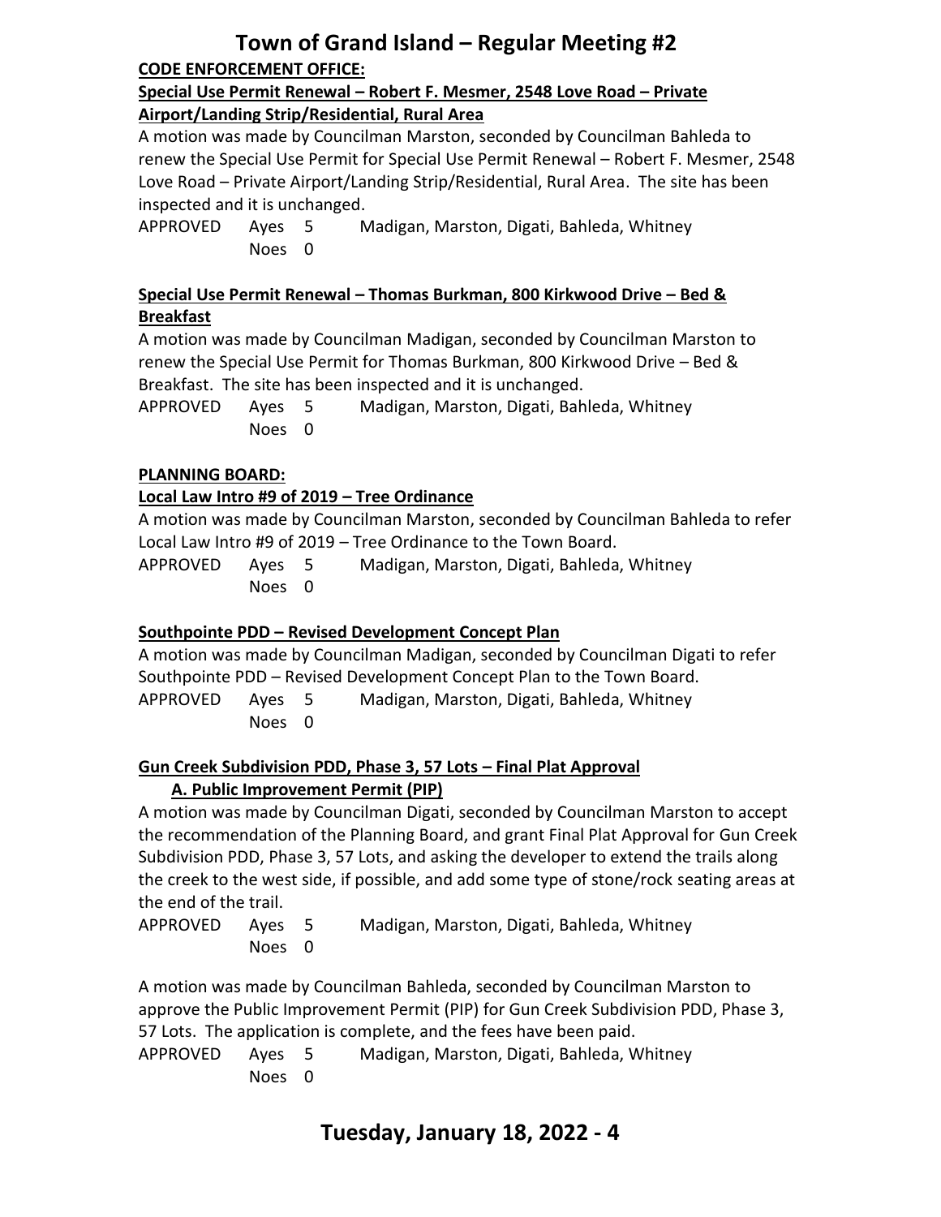**CODE ENFORCEMENT OFFICE:**

**Special Use Permit Renewal – Robert F. Mesmer, 2548 Love Road – Private Airport/Landing Strip/Residential, Rural Area**

A motion was made by Councilman Marston, seconded by Councilman Bahleda to renew the Special Use Permit for Special Use Permit Renewal – Robert F. Mesmer, 2548 Love Road – Private Airport/Landing Strip/Residential, Rural Area. The site has been inspected and it is unchanged.

APPROVED Ayes 5 Madigan, Marston, Digati, Bahleda, Whitney
Noes 0

**Special Use Permit Renewal – Thomas Burkman, 800 Kirkwood Drive – Bed & Breakfast**

A motion was made by Councilman Madigan, seconded by Councilman Marston to renew the Special Use Permit for Thomas Burkman, 800 Kirkwood Drive – Bed & Breakfast. The site has been inspected and it is unchanged.

APPROVED Ayes 5 Madigan, Marston, Digati, Bahleda, Whitney
Noes 0

**PLANNING BOARD:**

**Local Law Intro #9 of 2019 – Tree Ordinance**

A motion was made by Councilman Marston, seconded by Councilman Bahleda to refer Local Law Intro #9 of 2019 – Tree Ordinance to the Town Board.

APPROVED Ayes 5 Madigan, Marston, Digati, Bahleda, Whitney
Noes 0

**Southpointe PDD – Revised Development Concept Plan**

A motion was made by Councilman Madigan, seconded by Councilman Digati to refer Southpointe PDD – Revised Development Concept Plan to the Town Board.

APPROVED Ayes 5 Madigan, Marston, Digati, Bahleda, Whitney
Noes 0

**Gun Creek Subdivision PDD, Phase 3, 57 Lots – Final Plat Approval**

**A. Public Improvement Permit (PIP)**

A motion was made by Councilman Digati, seconded by Councilman Marston to accept the recommendation of the Planning Board, and grant Final Plat Approval for Gun Creek Subdivision PDD, Phase 3, 57 Lots, and asking the developer to extend the trails along the creek to the west side, if possible, and add some type of stone/rock seating areas at the end of the trail.

APPROVED Ayes 5 Madigan, Marston, Digati, Bahleda, Whitney
Noes 0

A motion was made by Councilman Bahleda, seconded by Councilman Marston to approve the Public Improvement Permit (PIP) for Gun Creek Subdivision PDD, Phase 3, 57 Lots. The application is complete, and the fees have been paid.

APPROVED Ayes 5 Madigan, Marston, Digati, Bahleda, Whitney
Noes 0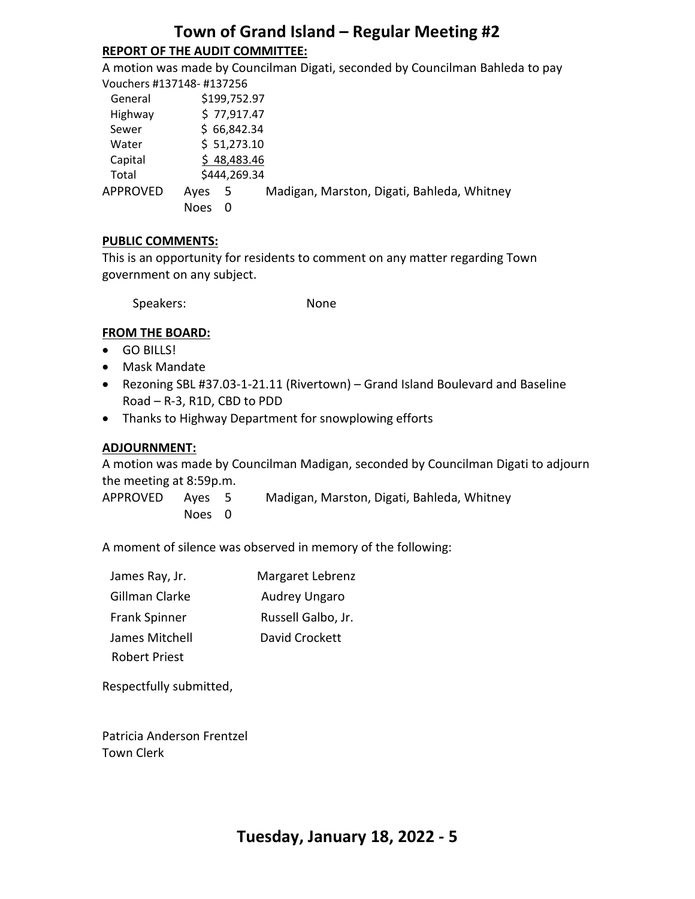**REPORT OF THE AUDIT COMMITTEE:**

A motion was made by Councilman Digati, seconded by Councilman Bahleda to pay Vouchers #137148- #137256

| | |
|---|---|
| General | $199,752.97 |
| Highway | $ 77,917.47 |
| Sewer | $ 66,842.34 |
| Water | $ 51,273.10 |
| Capital | $ 48,483.46 |
| Total | $444,269.34 |

| | | | |
|---|---|---|---|
| APPROVED | Ayes | 5 | Madigan, Marston, Digati, Bahleda, Whitney |
| | Noes | 0 | |

**PUBLIC COMMENTS:**

This is an opportunity for residents to comment on any matter regarding Town government on any subject.

Speakers: None

**FROM THE BOARD:**

- GO BILLS!
- Mask Mandate
- Rezoning SBL #37.03-1-21.11 (Rivertown) – Grand Island Boulevard and Baseline Road – R-3, R1D, CBD to PDD
- Thanks to Highway Department for snowplowing efforts

**ADJOURNMENT:**

A motion was made by Councilman Madigan, seconded by Councilman Digati to adjourn the meeting at 8:59p.m.

| | | | |
|---|---|---|---|
| APPROVED | Ayes | 5 | Madigan, Marston, Digati, Bahleda, Whitney |
| | Noes | 0 | |

A moment of silence was observed in memory of the following:

| | |
|---|---|
| James Ray, Jr. | Margaret Lebrenz |
| Gillman Clarke | Audrey Ungaro |
| Frank Spinner | Russell Galbo, Jr. |
| James Mitchell | David Crockett |
| Robert Priest | |

Respectfully submitted,

Patricia Anderson Frentzel
Town Clerk